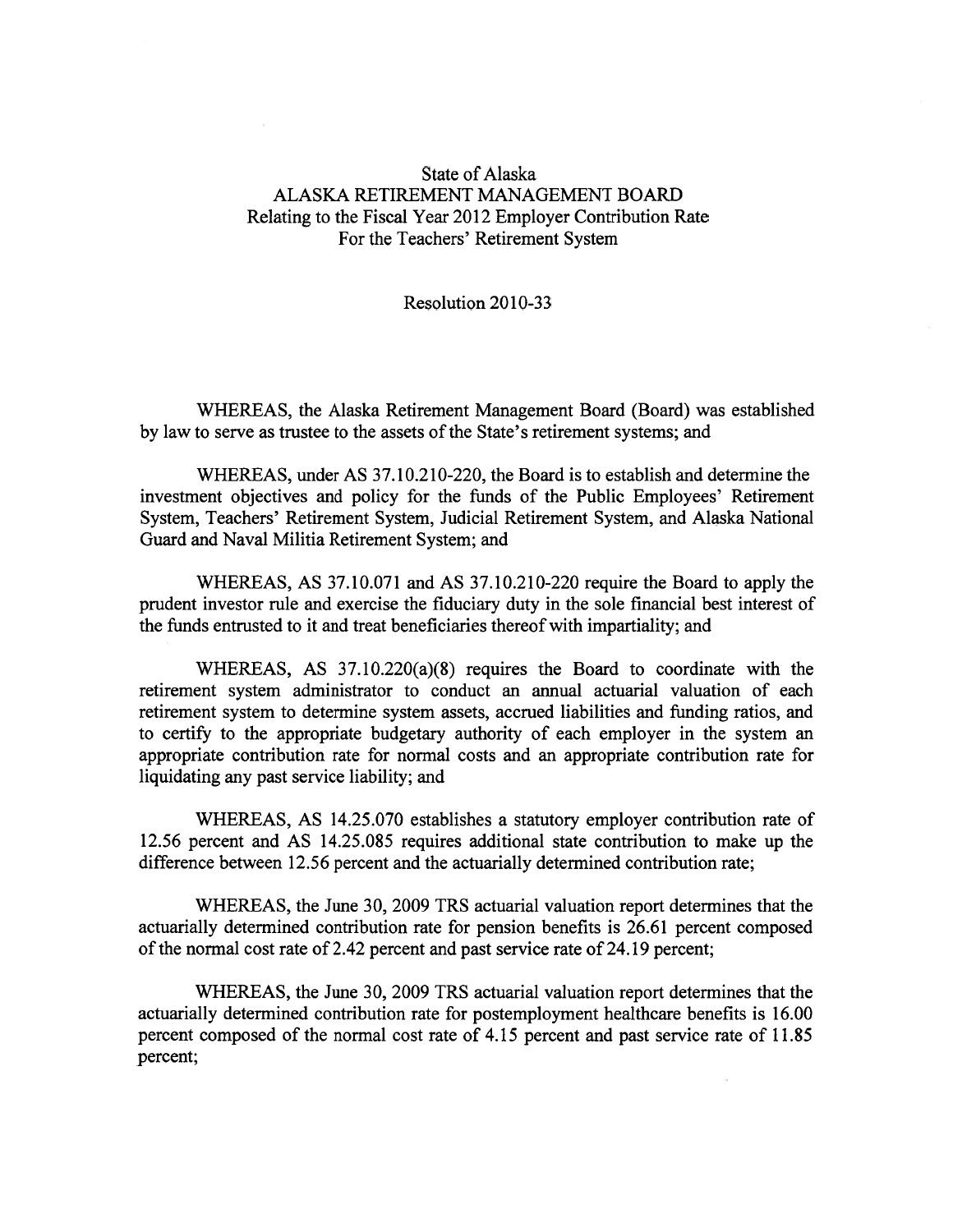# State of Alaska
# ALASKA RETIREMENT MANAGEMENT BOARD
## Relating to the Fiscal Year 2012 Employer Contribution Rate For the Teachers' Retirement System

Resolution 2010-33

WHEREAS, the Alaska Retirement Management Board (Board) was established by law to serve as trustee to the assets of the State's retirement systems; and

WHEREAS, under AS 37.10.210-220, the Board is to establish and determine the investment objectives and policy for the funds of the Public Employees' Retirement System, Teachers' Retirement System, Judicial Retirement System, and Alaska National Guard and Naval Militia Retirement System; and

WHEREAS, AS 37.10.071 and AS 37.10.210-220 require the Board to apply the prudent investor rule and exercise the fiduciary duty in the sole financial best interest of the funds entrusted to it and treat beneficiaries thereof with impartiality; and

WHEREAS, AS 37.10.220(a)(8) requires the Board to coordinate with the retirement system administrator to conduct an annual actuarial valuation of each retirement system to determine system assets, accrued liabilities and funding ratios, and to certify to the appropriate budgetary authority of each employer in the system an appropriate contribution rate for normal costs and an appropriate contribution rate for liquidating any past service liability; and

WHEREAS, AS 14.25.070 establishes a statutory employer contribution rate of 12.56 percent and AS 14.25.085 requires additional state contribution to make up the difference between 12.56 percent and the actuarially determined contribution rate;

WHEREAS, the June 30, 2009 TRS actuarial valuation report determines that the actuarially determined contribution rate for pension benefits is 26.61 percent composed of the normal cost rate of 2.42 percent and past service rate of 24.19 percent;

WHEREAS, the June 30, 2009 TRS actuarial valuation report determines that the actuarially determined contribution rate for postemployment healthcare benefits is 16.00 percent composed of the normal cost rate of 4.15 percent and past service rate of 11.85 percent;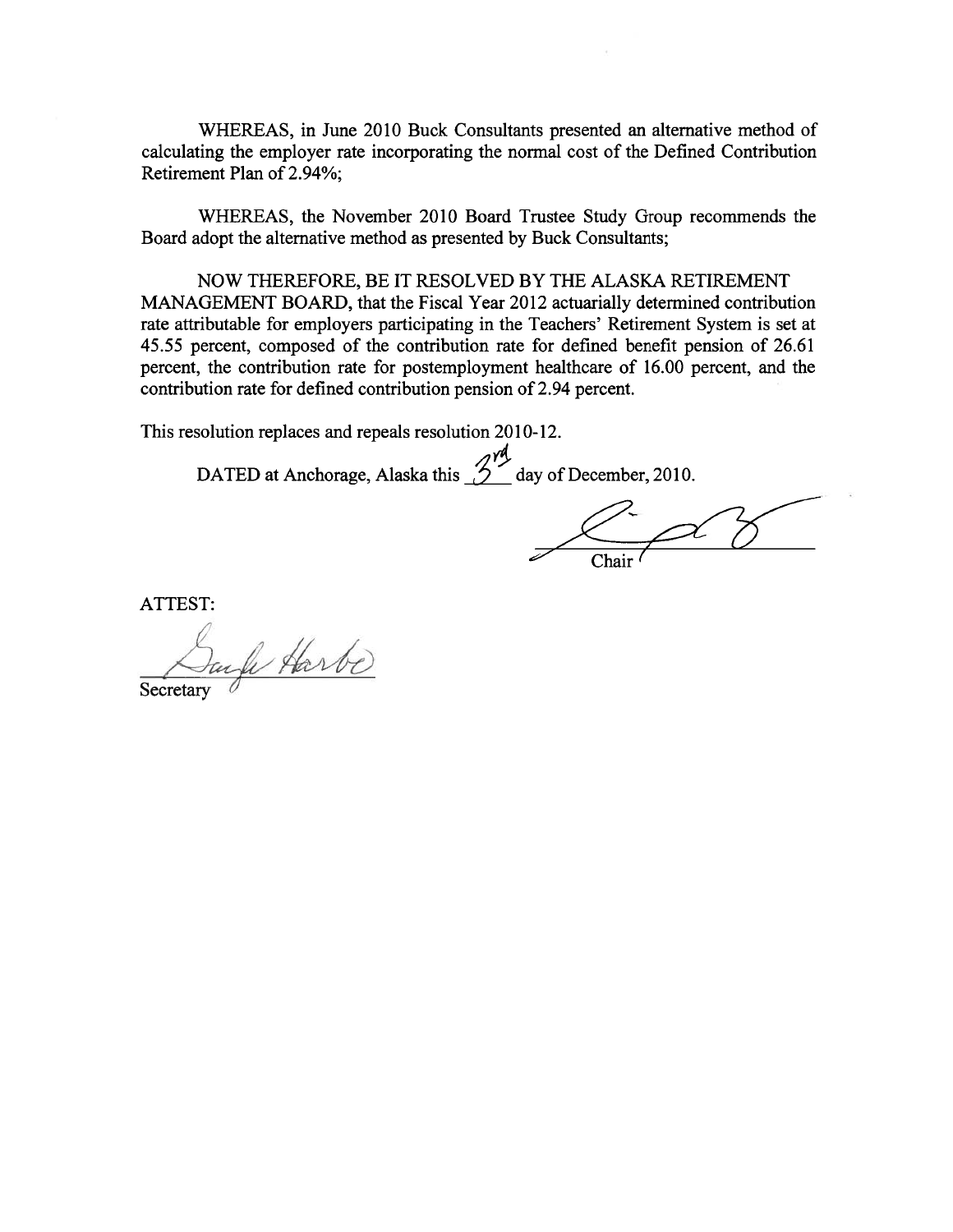WHEREAS, in June 2010 Buck Consultants presented an alternative method of calculating the employer rate incorporating the normal cost of the Defined Contribution Retirement Plan of 2.94%;

WHEREAS, the November 2010 Board Trustee Study Group recommends the Board adopt the alternative method as presented by Buck Consultants;

NOW THEREFORE, BE IT RESOLVED BY THE ALASKA RETIREMENT MANAGEMENT BOARD, that the Fiscal Year 2012 actuarially determined contribution rate attributable for employers participating in the Teachers' Retirement System is set at 45.55 percent, composed of the contribution rate for defined benefit pension of 26.61 percent, the contribution rate for postemployment healthcare of 16.00 percent, and the contribution rate for defined contribution pension of 2.94 percent.

This resolution replaces and repeals resolution 2010-12.

DATED at Anchorage, Alaska this 3rd day of December, 2010.

Chair

ATTEST:

Secretary